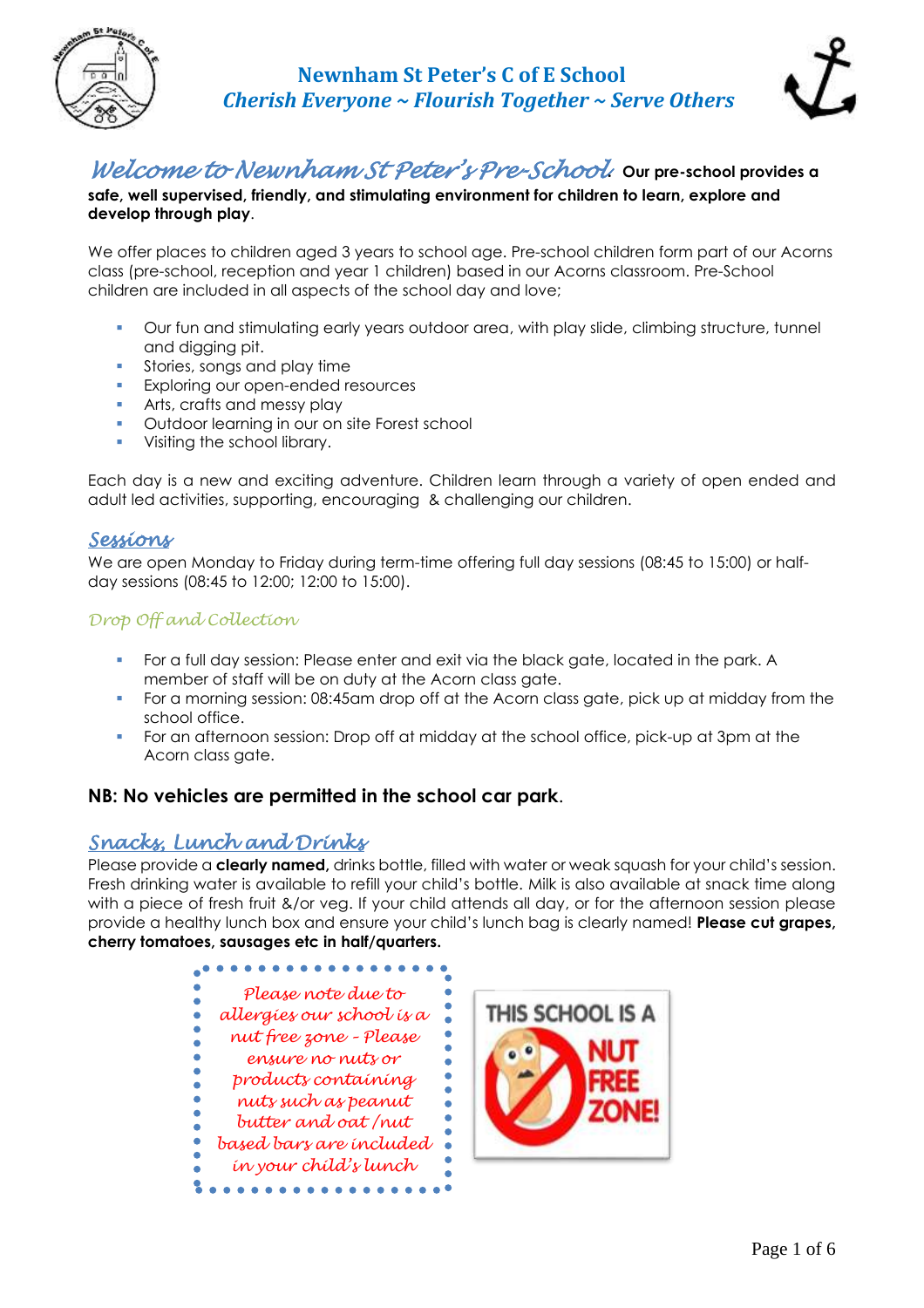# Newnham St Peter's C of E School

*Cherish Everyone ~ Flourish Together ~ Serve Others*

## *Welcome to Newnham St Peter's Pre-School.*

**Our pre-school provides a safe, well supervised, friendly, and stimulating environment for children to learn, explore and develop through play**.

We offer places to children aged 3 years to school age. Pre-school children form part of our Acorns class (pre-school, reception and year 1 children) based in our Acorns classroom. Pre-School children are included in all aspects of the school day and love;

- Our fun and stimulating early years outdoor area, with play slide, climbing structure, tunnel and digging pit.
- Stories, songs and play time
- Exploring our open-ended resources
- Arts, crafts and messy play
- Outdoor learning in our on site Forest school
- Visiting the school library.

Each day is a new and exciting adventure. Children learn through a variety of open ended and adult led activities, supporting, encouraging & challenging our children.

## *Sessions*

We are open Monday to Friday during term-time offering full day sessions (08:45 to 15:00) or half-day sessions (08:45 to 12:00; 12:00 to 15:00).

### *Drop Off and Collection*

- For a full day session: Please enter and exit via the black gate, located in the park. A member of staff will be on duty at the Acorn class gate.
- For a morning session: 08:45am drop off at the Acorn class gate, pick up at midday from the school office.
- For an afternoon session: Drop off at midday at the school office, pick-up at 3pm at the Acorn class gate.

**NB: No vehicles are permitted in the school car park**.

## *Snacks, Lunch and Drinks*

Please provide a **clearly named,** drinks bottle, filled with water or weak squash for your child's session. Fresh drinking water is available to refill your child's bottle. Milk is also available at snack time along with a piece of fresh fruit &/or veg. If your child attends all day, or for the afternoon session please provide a healthy lunch box and ensure your child's lunch bag is clearly named! **Please cut grapes, cherry tomatoes, sausages etc in half/quarters.**

*Please note due to allergies our school is a nut free zone - Please ensure no nuts or products containing nuts such as peanut butter and oat /nut based bars are included in your child's lunch*

THIS SCHOOL IS A NUT FREE ZONE!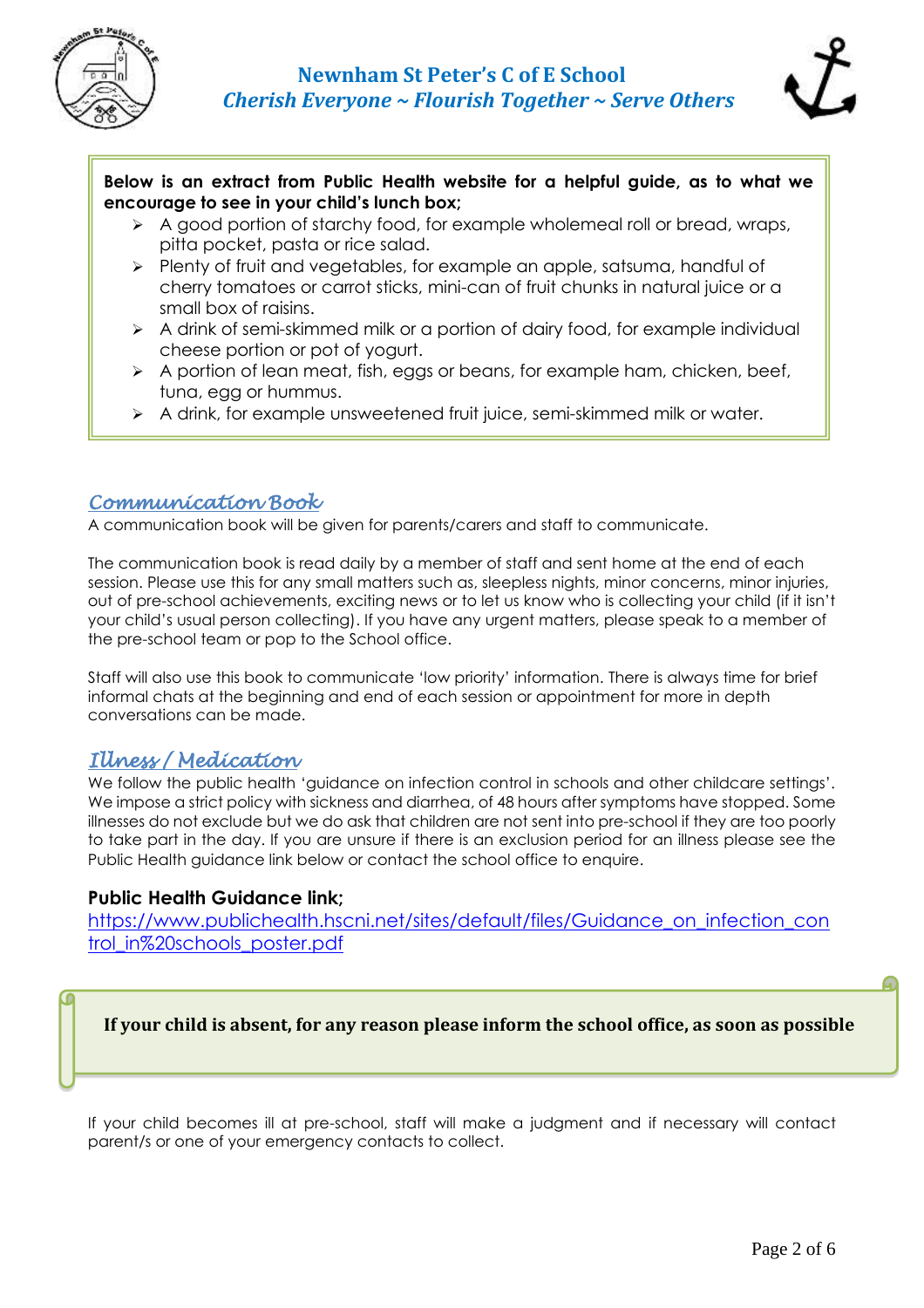**Below is an extract from Public Health website for a helpful guide, as to what we encourage to see in your child's lunch box;**

- A good portion of starchy food, for example wholemeal roll or bread, wraps, pitta pocket, pasta or rice salad.
- Plenty of fruit and vegetables, for example an apple, satsuma, handful of cherry tomatoes or carrot sticks, mini-can of fruit chunks in natural juice or a small box of raisins.
- A drink of semi-skimmed milk or a portion of dairy food, for example individual cheese portion or pot of yogurt.
- A portion of lean meat, fish, eggs or beans, for example ham, chicken, beef, tuna, egg or hummus.
- A drink, for example unsweetened fruit juice, semi-skimmed milk or water.

## *Communication Book*

A communication book will be given for parents/carers and staff to communicate.

The communication book is read daily by a member of staff and sent home at the end of each session. Please use this for any small matters such as, sleepless nights, minor concerns, minor injuries, out of pre-school achievements, exciting news or to let us know who is collecting your child (if it isn't your child's usual person collecting). If you have any urgent matters, please speak to a member of the pre-school team or pop to the School office.

Staff will also use this book to communicate 'low priority' information. There is always time for brief informal chats at the beginning and end of each session or appointment for more in depth conversations can be made.

## *Illness / Medication*

We follow the public health 'guidance on infection control in schools and other childcare settings'. We impose a strict policy with sickness and diarrhea, of 48 hours after symptoms have stopped. Some illnesses do not exclude but we do ask that children are not sent into pre-school if they are too poorly to take part in the day. If you are unsure if there is an exclusion period for an illness please see the Public Health guidance link below or contact the school office to enquire.

**Public Health Guidance link;**

https://www.publichealth.hscni.net/sites/default/files/Guidance_on_infection_control_in%20schools_poster.pdf

**If your child is absent, for any reason please inform the school office, as soon as possible**

If your child becomes ill at pre-school, staff will make a judgment and if necessary will contact parent/s or one of your emergency contacts to collect.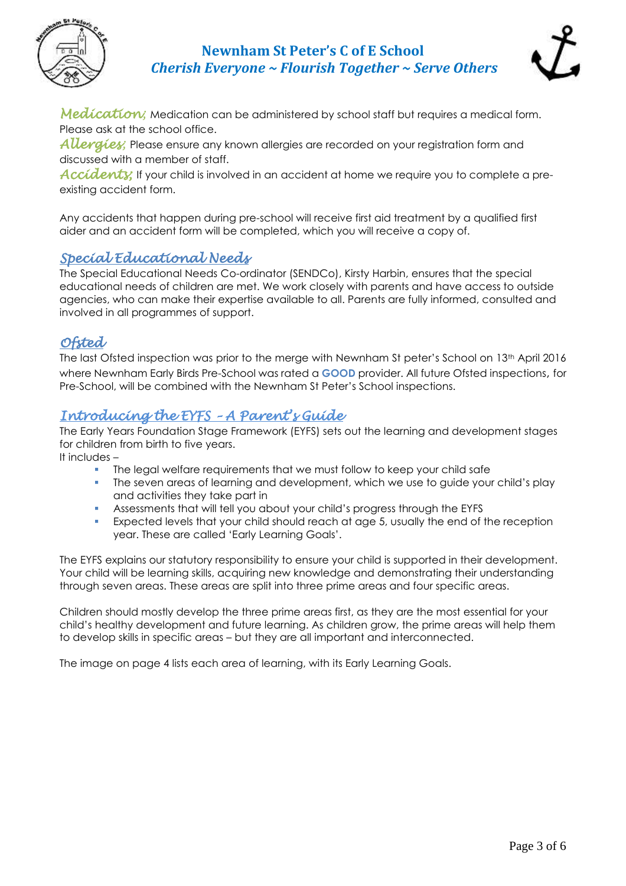**Medication;** Medication can be administered by school staff but requires a medical form. Please ask at the school office.

**Allergies;** Please ensure any known allergies are recorded on your registration form and discussed with a member of staff.

**Accidents;** If your child is involved in an accident at home we require you to complete a pre-existing accident form.

Any accidents that happen during pre-school will receive first aid treatment by a qualified first aider and an accident form will be completed, which you will receive a copy of.

## Special Educational Needs

The Special Educational Needs Co-ordinator (SENDCo), Kirsty Harbin, ensures that the special educational needs of children are met. We work closely with parents and have access to outside agencies, who can make their expertise available to all. Parents are fully informed, consulted and involved in all programmes of support.

## Ofsted

The last Ofsted inspection was prior to the merge with Newnham St peter's School on 13th April 2016 where Newnham Early Birds Pre-School was rated a **GOOD** provider. All future Ofsted inspections, for Pre-School, will be combined with the Newnham St Peter's School inspections.

## Introducing the EYFS – A Parent's Guide

The Early Years Foundation Stage Framework (EYFS) sets out the learning and development stages for children from birth to five years.

It includes –

- The legal welfare requirements that we must follow to keep your child safe
- The seven areas of learning and development, which we use to guide your child's play and activities they take part in
- Assessments that will tell you about your child's progress through the EYFS
- Expected levels that your child should reach at age 5, usually the end of the reception year. These are called 'Early Learning Goals'.

The EYFS explains our statutory responsibility to ensure your child is supported in their development. Your child will be learning skills, acquiring new knowledge and demonstrating their understanding through seven areas. These areas are split into three prime areas and four specific areas.

Children should mostly develop the three prime areas first, as they are the most essential for your child's healthy development and future learning. As children grow, the prime areas will help them to develop skills in specific areas – but they are all important and interconnected.

The image on page 4 lists each area of learning, with its Early Learning Goals.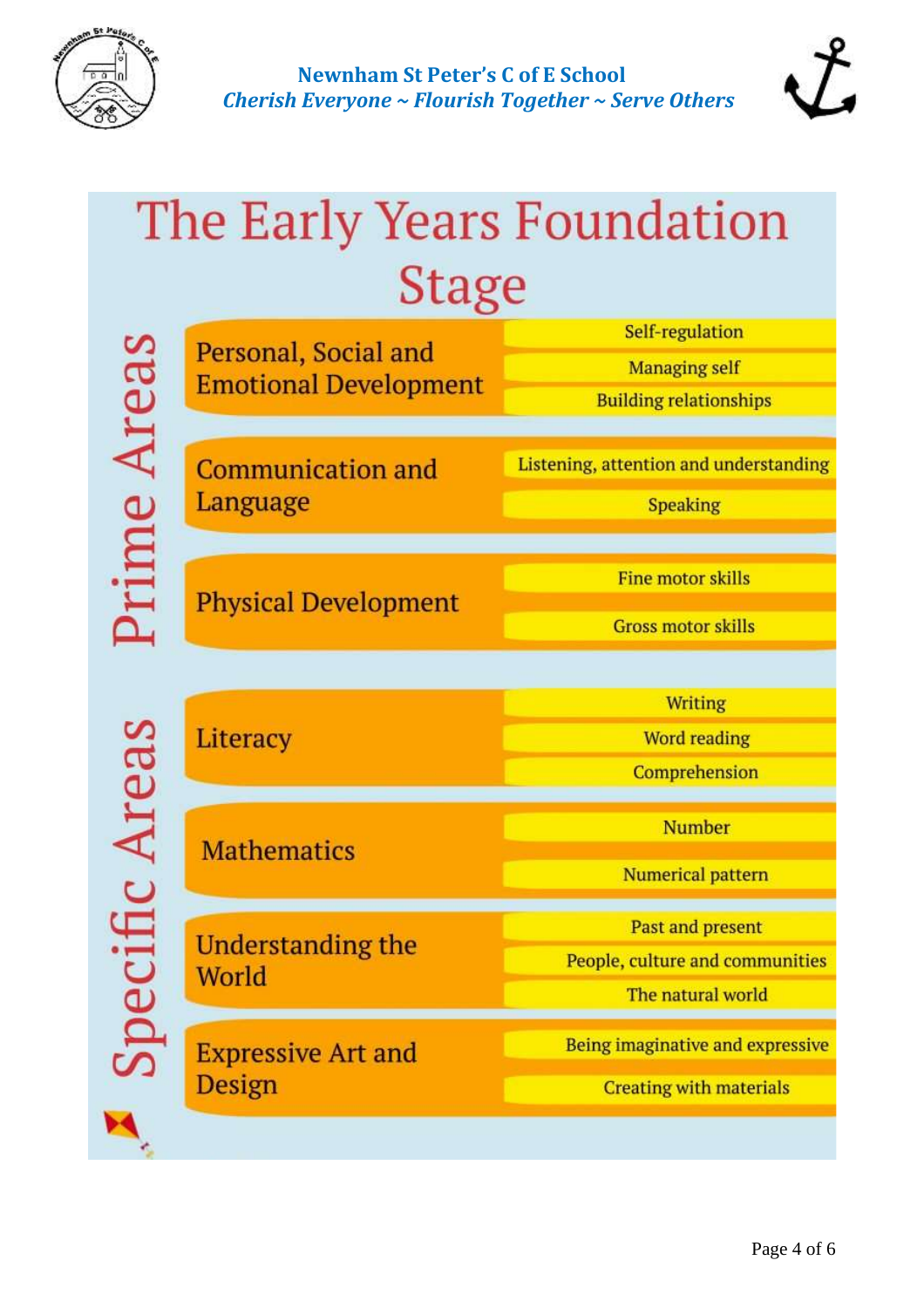**Newnham St Peter's C of E School**
*Cherish Everyone ~ Flourish Together ~ Serve Others*

# The Early Years Foundation Stage

## Prime Areas

| Area | Aspects |
|---|---|
| Personal, Social and Emotional Development | Self-regulation |
| | Managing self |
| | Building relationships |
| Communication and Language | Listening, attention and understanding |
| | Speaking |
| Physical Development | Fine motor skills |
| | Gross motor skills |

## Specific Areas

| Area | Aspects |
|---|---|
| Literacy | Writing |
| | Word reading |
| | Comprehension |
| Mathematics | Number |
| | Numerical pattern |
| Understanding the World | Past and present |
| | People, culture and communities |
| | The natural world |
| Expressive Art and Design | Being imaginative and expressive |
| | Creating with materials |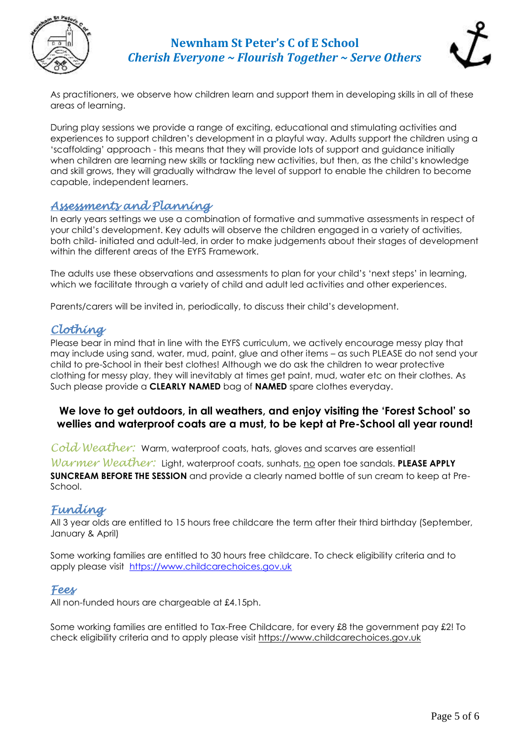As practitioners, we observe how children learn and support them in developing skills in all of these areas of learning.

During play sessions we provide a range of exciting, educational and stimulating activities and experiences to support children's development in a playful way. Adults support the children using a 'scaffolding' approach - this means that they will provide lots of support and guidance initially when children are learning new skills or tackling new activities, but then, as the child's knowledge and skill grows, they will gradually withdraw the level of support to enable the children to become capable, independent learners.

## Assessments and Planning

In early years settings we use a combination of formative and summative assessments in respect of your child's development. Key adults will observe the children engaged in a variety of activities, both child- initiated and adult-led, in order to make judgements about their stages of development within the different areas of the EYFS Framework.

The adults use these observations and assessments to plan for your child's 'next steps' in learning, which we facilitate through a variety of child and adult led activities and other experiences.

Parents/carers will be invited in, periodically, to discuss their child's development.

## Clothing

Please bear in mind that in line with the EYFS curriculum, we actively encourage messy play that may include using sand, water, mud, paint, glue and other items – as such PLEASE do not send your child to pre-School in their best clothes! Although we do ask the children to wear protective clothing for messy play, they will inevitably at times get paint, mud, water etc on their clothes. As Such please provide a **CLEARLY NAMED** bag of **NAMED** spare clothes everyday.

**We love to get outdoors, in all weathers, and enjoy visiting the 'Forest School' so wellies and waterproof coats are a must, to be kept at Pre-School all year round!**

*Cold Weather:* Warm, waterproof coats, hats, gloves and scarves are essential!

*Warmer Weather:* Light, waterproof coats, sunhats, no open toe sandals. **PLEASE APPLY SUNCREAM BEFORE THE SESSION** and provide a clearly named bottle of sun cream to keep at Pre-School.

## Funding

All 3 year olds are entitled to 15 hours free childcare the term after their third birthday (September, January & April)

Some working families are entitled to 30 hours free childcare. To check eligibility criteria and to apply please visit https://www.childcarechoices.gov.uk

## Fees

All non-funded hours are chargeable at £4.15ph.

Some working families are entitled to Tax-Free Childcare, for every £8 the government pay £2! To check eligibility criteria and to apply please visit https://www.childcarechoices.gov.uk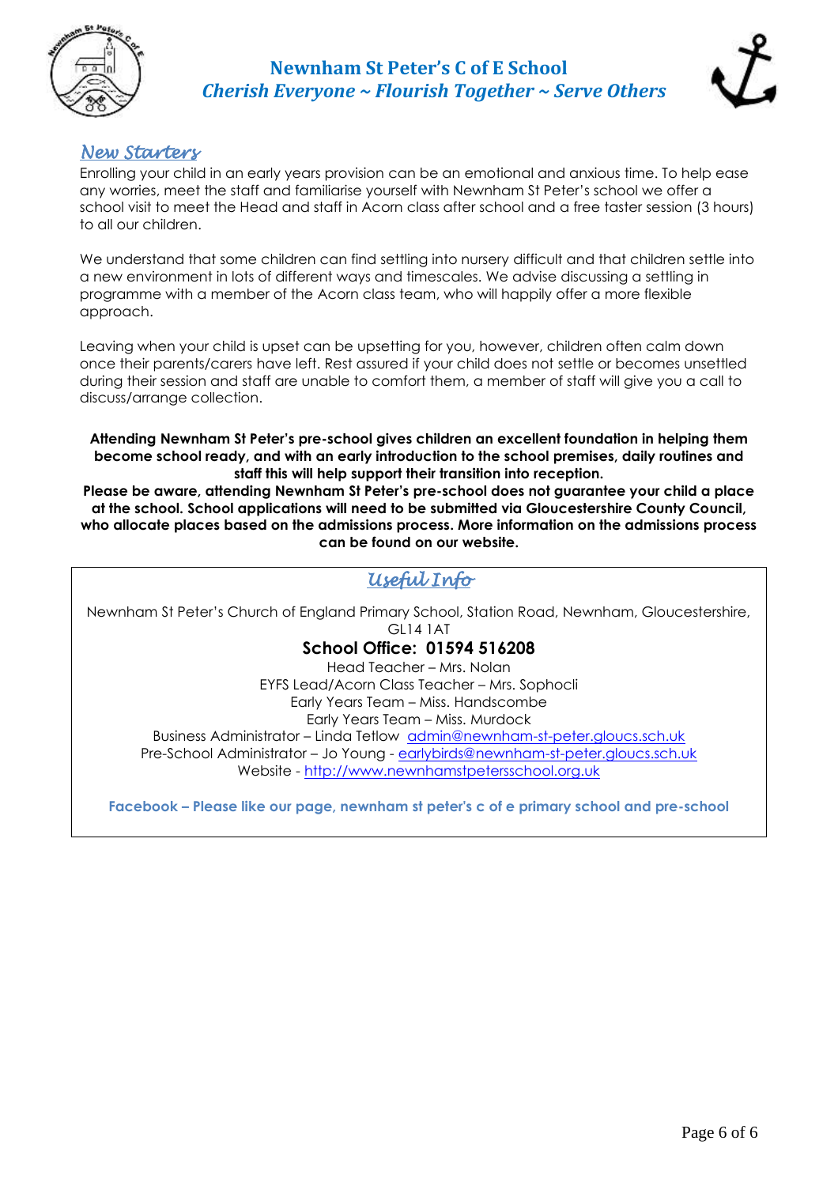Newnham St Peter's C of E School

*Cherish Everyone ~ Flourish Together ~ Serve Others*

## *New Starters*

Enrolling your child in an early years provision can be an emotional and anxious time. To help ease any worries, meet the staff and familiarise yourself with Newnham St Peter's school we offer a school visit to meet the Head and staff in Acorn class after school and a free taster session (3 hours) to all our children.

We understand that some children can find settling into nursery difficult and that children settle into a new environment in lots of different ways and timescales. We advise discussing a settling in programme with a member of the Acorn class team, who will happily offer a more flexible approach.

Leaving when your child is upset can be upsetting for you, however, children often calm down once their parents/carers have left. Rest assured if your child does not settle or becomes unsettled during their session and staff are unable to comfort them, a member of staff will give you a call to discuss/arrange collection.

**Attending Newnham St Peter's pre-school gives children an excellent foundation in helping them become school ready, and with an early introduction to the school premises, daily routines and staff this will help support their transition into reception.**

**Please be aware, attending Newnham St Peter's pre-school does not guarantee your child a place at the school. School applications will need to be submitted via Gloucestershire County Council, who allocate places based on the admissions process. More information on the admissions process can be found on our website.**

## *Useful Info*

Newnham St Peter's Church of England Primary School, Station Road, Newnham, Gloucestershire, GL14 1AT

**School Office: 01594 516208**

Head Teacher – Mrs. Nolan

EYFS Lead/Acorn Class Teacher – Mrs. Sophocli

Early Years Team – Miss. Handscombe

Early Years Team – Miss. Murdock

Business Administrator – Linda Tetlow admin@newnham-st-peter.gloucs.sch.uk

Pre-School Administrator – Jo Young - earlybirds@newnham-st-peter.gloucs.sch.uk

Website - http://www.newnhamstpetersschool.org.uk

**Facebook – Please like our page, newnham st peter's c of e primary school and pre-school**